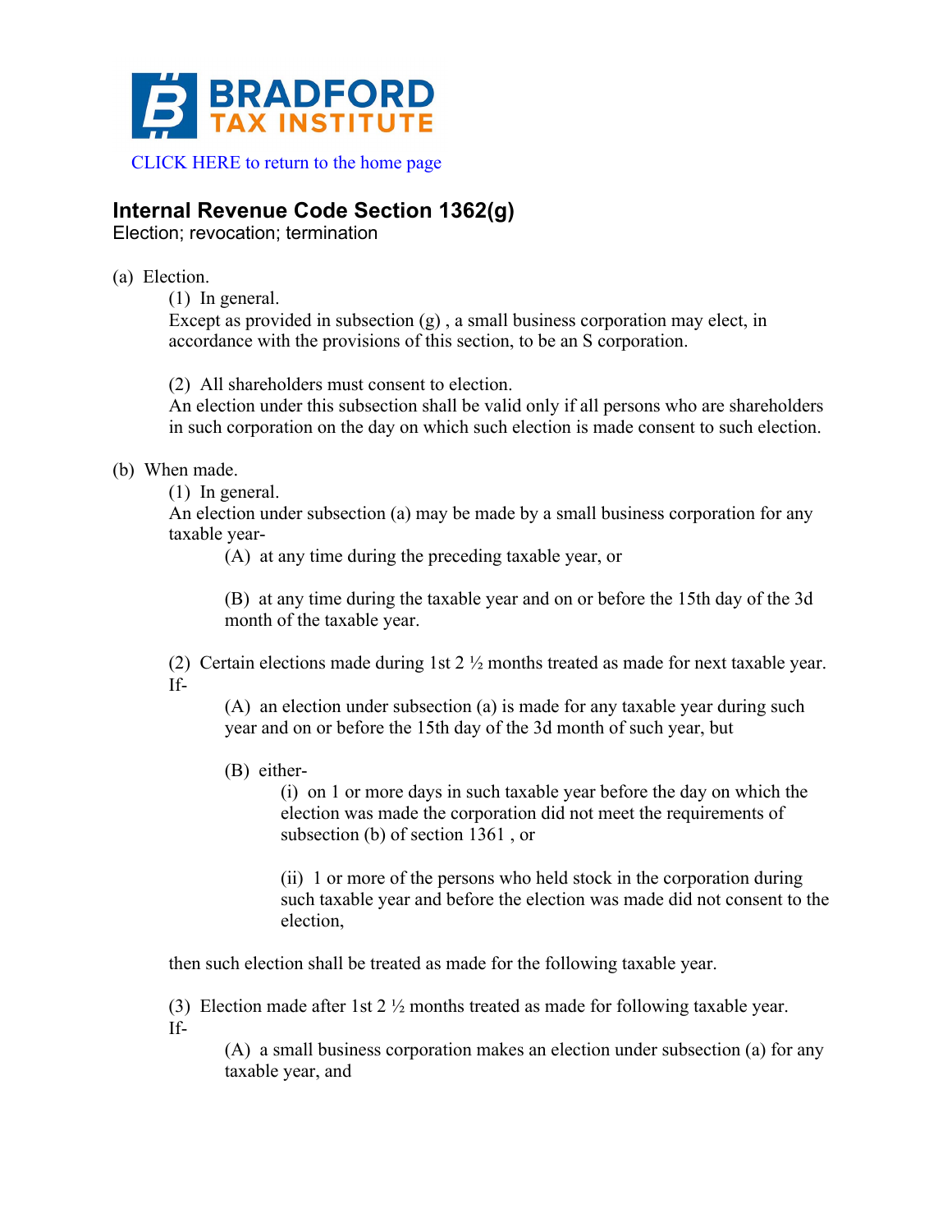BRADFORD TAX INSTITUTE

CLICK HERE to return to the home page

## Internal Revenue Code Section 1362(g)

Election; revocation; termination

(a) Election.

(1) In general.

Except as provided in subsection (g) , a small business corporation may elect, in accordance with the provisions of this section, to be an S corporation.

(2) All shareholders must consent to election.

An election under this subsection shall be valid only if all persons who are shareholders in such corporation on the day on which such election is made consent to such election.

(b) When made.

(1) In general.

An election under subsection (a) may be made by a small business corporation for any taxable year-

(A) at any time during the preceding taxable year, or

(B) at any time during the taxable year and on or before the 15th day of the 3d month of the taxable year.

(2) Certain elections made during 1st 2 ½ months treated as made for next taxable year.

If-

(A) an election under subsection (a) is made for any taxable year during such year and on or before the 15th day of the 3d month of such year, but

(B) either-

(i) on 1 or more days in such taxable year before the day on which the election was made the corporation did not meet the requirements of subsection (b) of section 1361 , or

(ii) 1 or more of the persons who held stock in the corporation during such taxable year and before the election was made did not consent to the election,

then such election shall be treated as made for the following taxable year.

(3) Election made after 1st 2 ½ months treated as made for following taxable year.

If-

(A) a small business corporation makes an election under subsection (a) for any taxable year, and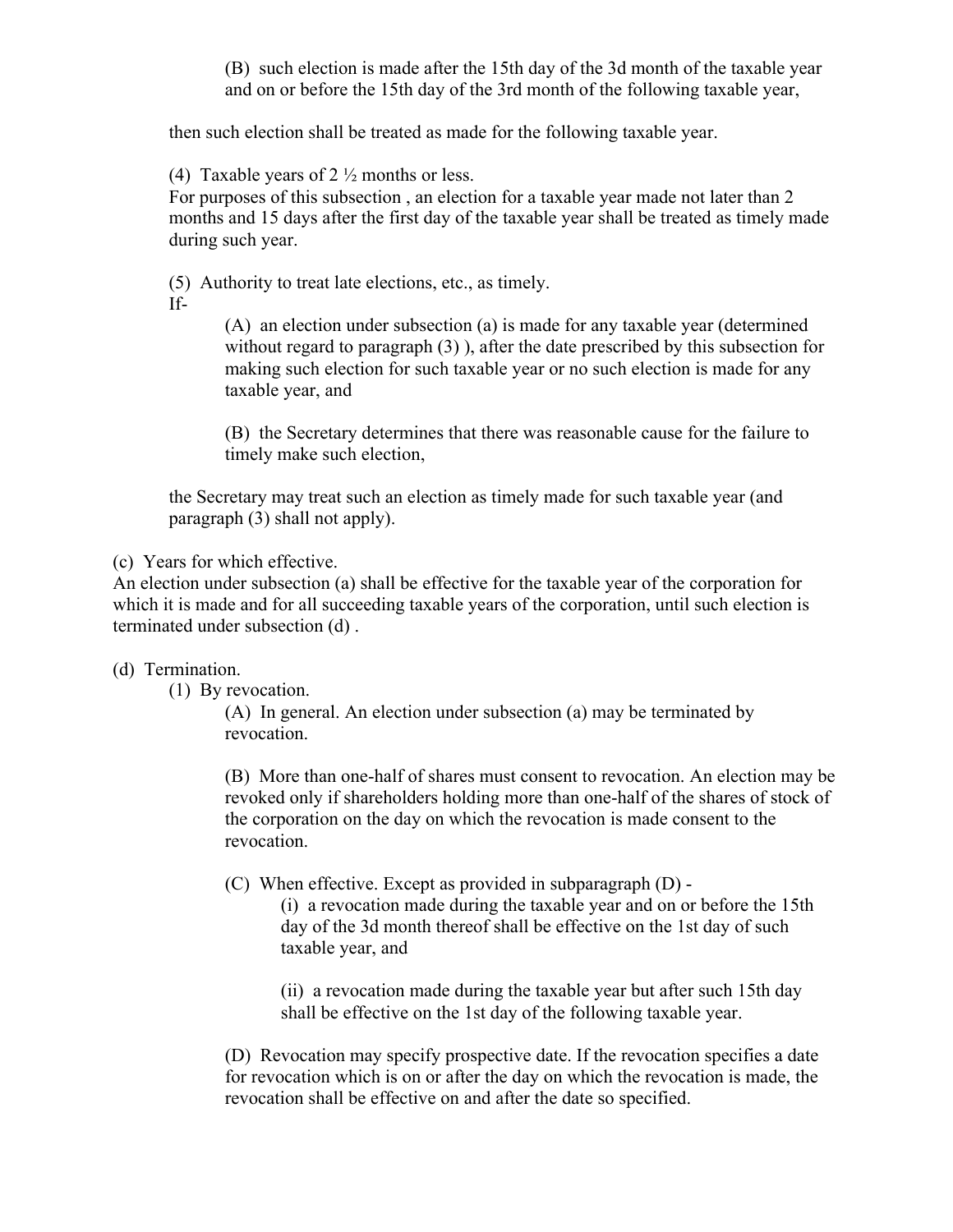(B) such election is made after the 15th day of the 3d month of the taxable year and on or before the 15th day of the 3rd month of the following taxable year,

then such election shall be treated as made for the following taxable year.

(4) Taxable years of 2 ½ months or less.
For purposes of this subsection , an election for a taxable year made not later than 2 months and 15 days after the first day of the taxable year shall be treated as timely made during such year.

(5) Authority to treat late elections, etc., as timely.
If-

(A) an election under subsection (a) is made for any taxable year (determined without regard to paragraph (3) ), after the date prescribed by this subsection for making such election for such taxable year or no such election is made for any taxable year, and

(B) the Secretary determines that there was reasonable cause for the failure to timely make such election,

the Secretary may treat such an election as timely made for such taxable year (and paragraph (3) shall not apply).

(c) Years for which effective.
An election under subsection (a) shall be effective for the taxable year of the corporation for which it is made and for all succeeding taxable years of the corporation, until such election is terminated under subsection (d) .

(d) Termination.

(1) By revocation.

(A) In general. An election under subsection (a) may be terminated by revocation.

(B) More than one-half of shares must consent to revocation. An election may be revoked only if shareholders holding more than one-half of the shares of stock of the corporation on the day on which the revocation is made consent to the revocation.

(C) When effective. Except as provided in subparagraph (D) -

(i) a revocation made during the taxable year and on or before the 15th day of the 3d month thereof shall be effective on the 1st day of such taxable year, and

(ii) a revocation made during the taxable year but after such 15th day shall be effective on the 1st day of the following taxable year.

(D) Revocation may specify prospective date. If the revocation specifies a date for revocation which is on or after the day on which the revocation is made, the revocation shall be effective on and after the date so specified.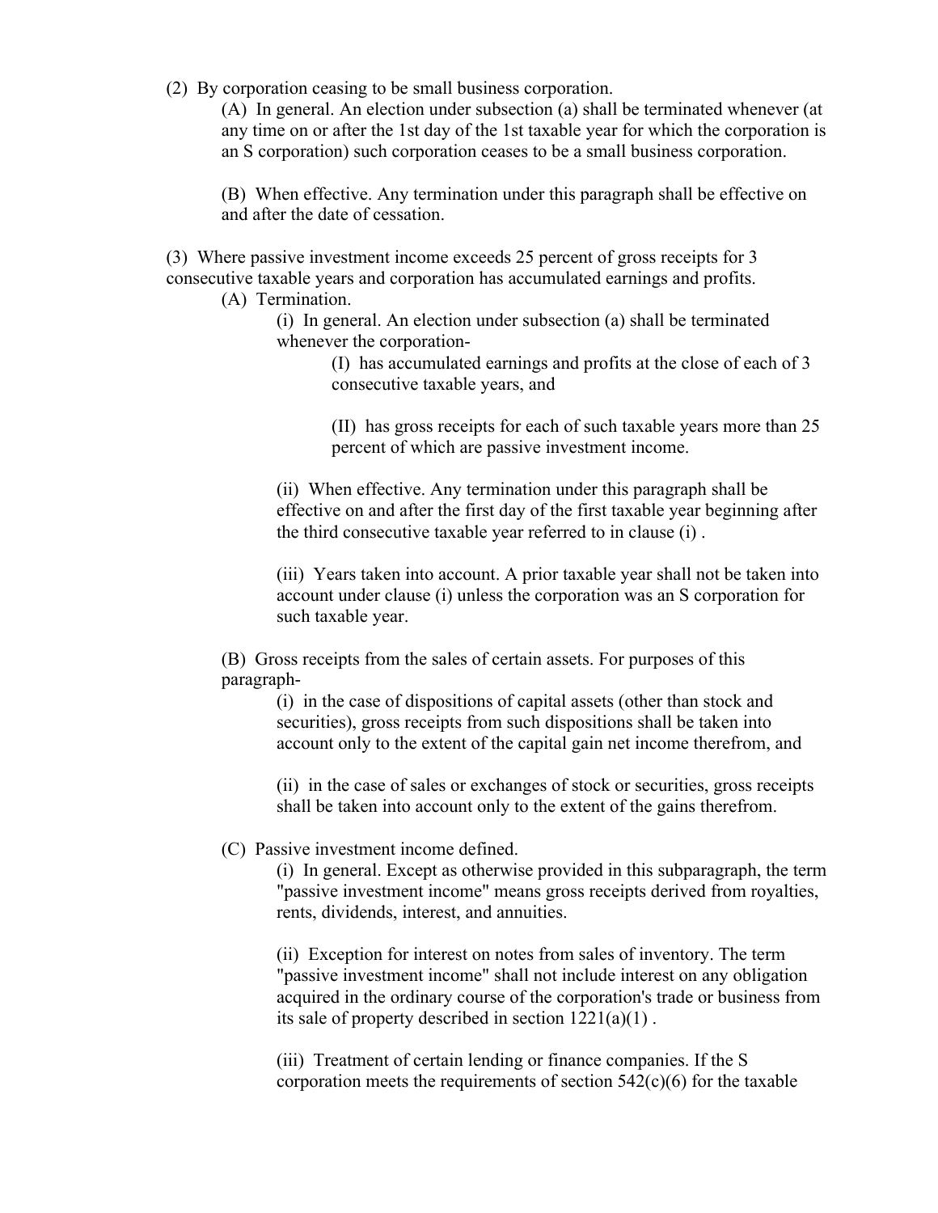(2) By corporation ceasing to be small business corporation.

(A) In general. An election under subsection (a) shall be terminated whenever (at any time on or after the 1st day of the 1st taxable year for which the corporation is an S corporation) such corporation ceases to be a small business corporation.

(B) When effective. Any termination under this paragraph shall be effective on and after the date of cessation.

(3) Where passive investment income exceeds 25 percent of gross receipts for 3 consecutive taxable years and corporation has accumulated earnings and profits.

(A) Termination.

(i) In general. An election under subsection (a) shall be terminated whenever the corporation-

(I) has accumulated earnings and profits at the close of each of 3 consecutive taxable years, and

(II) has gross receipts for each of such taxable years more than 25 percent of which are passive investment income.

(ii) When effective. Any termination under this paragraph shall be effective on and after the first day of the first taxable year beginning after the third consecutive taxable year referred to in clause (i) .

(iii) Years taken into account. A prior taxable year shall not be taken into account under clause (i) unless the corporation was an S corporation for such taxable year.

(B) Gross receipts from the sales of certain assets. For purposes of this paragraph-

(i) in the case of dispositions of capital assets (other than stock and securities), gross receipts from such dispositions shall be taken into account only to the extent of the capital gain net income therefrom, and

(ii) in the case of sales or exchanges of stock or securities, gross receipts shall be taken into account only to the extent of the gains therefrom.

(C) Passive investment income defined.

(i) In general. Except as otherwise provided in this subparagraph, the term "passive investment income" means gross receipts derived from royalties, rents, dividends, interest, and annuities.

(ii) Exception for interest on notes from sales of inventory. The term "passive investment income" shall not include interest on any obligation acquired in the ordinary course of the corporation's trade or business from its sale of property described in section 1221(a)(1) .

(iii) Treatment of certain lending or finance companies. If the S corporation meets the requirements of section 542(c)(6) for the taxable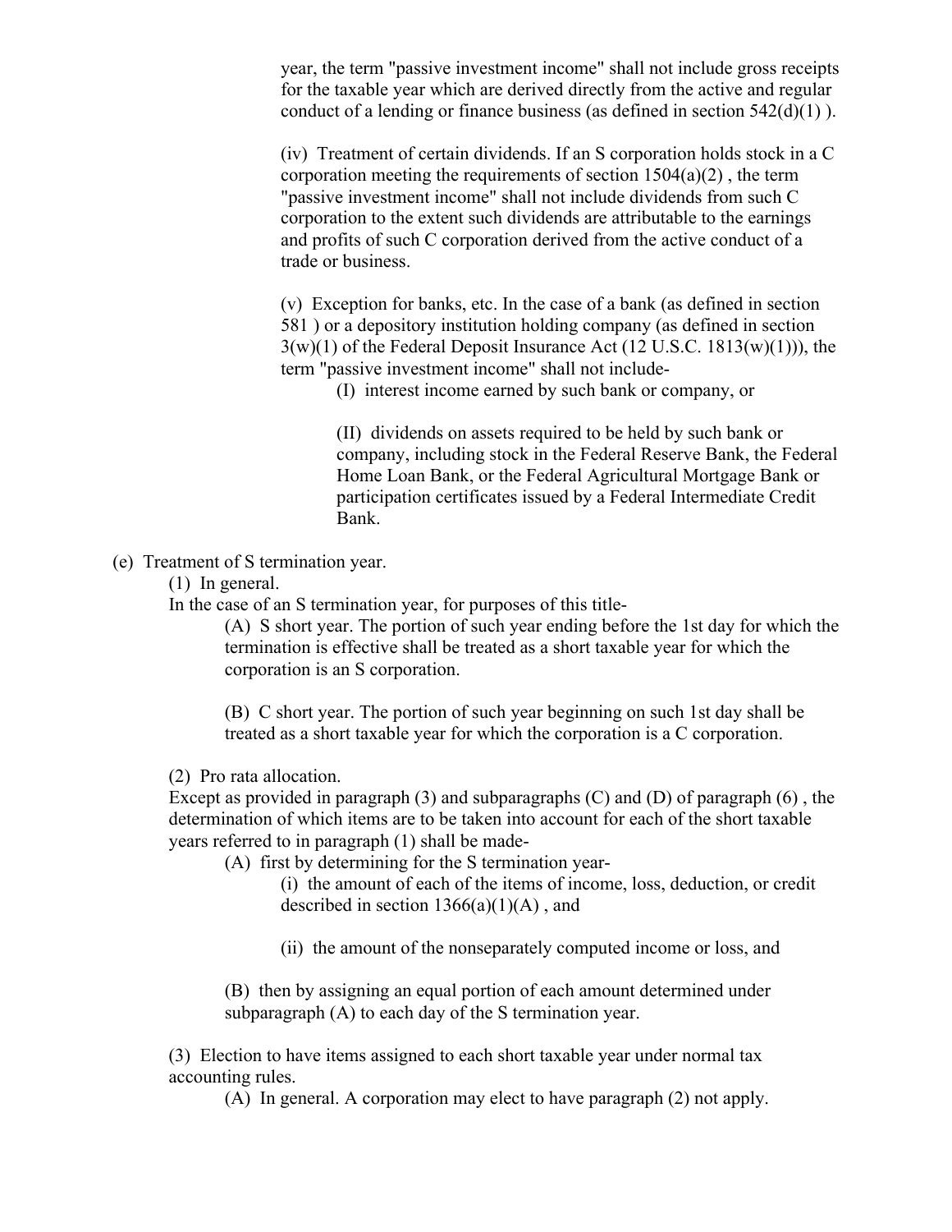year, the term "passive investment income" shall not include gross receipts for the taxable year which are derived directly from the active and regular conduct of a lending or finance business (as defined in section 542(d)(1) ).

(iv) Treatment of certain dividends. If an S corporation holds stock in a C corporation meeting the requirements of section 1504(a)(2) , the term "passive investment income" shall not include dividends from such C corporation to the extent such dividends are attributable to the earnings and profits of such C corporation derived from the active conduct of a trade or business.

(v) Exception for banks, etc. In the case of a bank (as defined in section 581 ) or a depository institution holding company (as defined in section 3(w)(1) of the Federal Deposit Insurance Act (12 U.S.C. 1813(w)(1))), the term "passive investment income" shall not include-

(I) interest income earned by such bank or company, or

(II) dividends on assets required to be held by such bank or company, including stock in the Federal Reserve Bank, the Federal Home Loan Bank, or the Federal Agricultural Mortgage Bank or participation certificates issued by a Federal Intermediate Credit Bank.

(e) Treatment of S termination year.

(1) In general.

In the case of an S termination year, for purposes of this title-

(A) S short year. The portion of such year ending before the 1st day for which the termination is effective shall be treated as a short taxable year for which the corporation is an S corporation.

(B) C short year. The portion of such year beginning on such 1st day shall be treated as a short taxable year for which the corporation is a C corporation.

(2) Pro rata allocation.

Except as provided in paragraph (3) and subparagraphs (C) and (D) of paragraph (6) , the determination of which items are to be taken into account for each of the short taxable years referred to in paragraph (1) shall be made-

(A) first by determining for the S termination year-

(i) the amount of each of the items of income, loss, deduction, or credit described in section 1366(a)(1)(A) , and

(ii) the amount of the nonseparately computed income or loss, and

(B) then by assigning an equal portion of each amount determined under subparagraph (A) to each day of the S termination year.

(3) Election to have items assigned to each short taxable year under normal tax accounting rules.

(A) In general. A corporation may elect to have paragraph (2) not apply.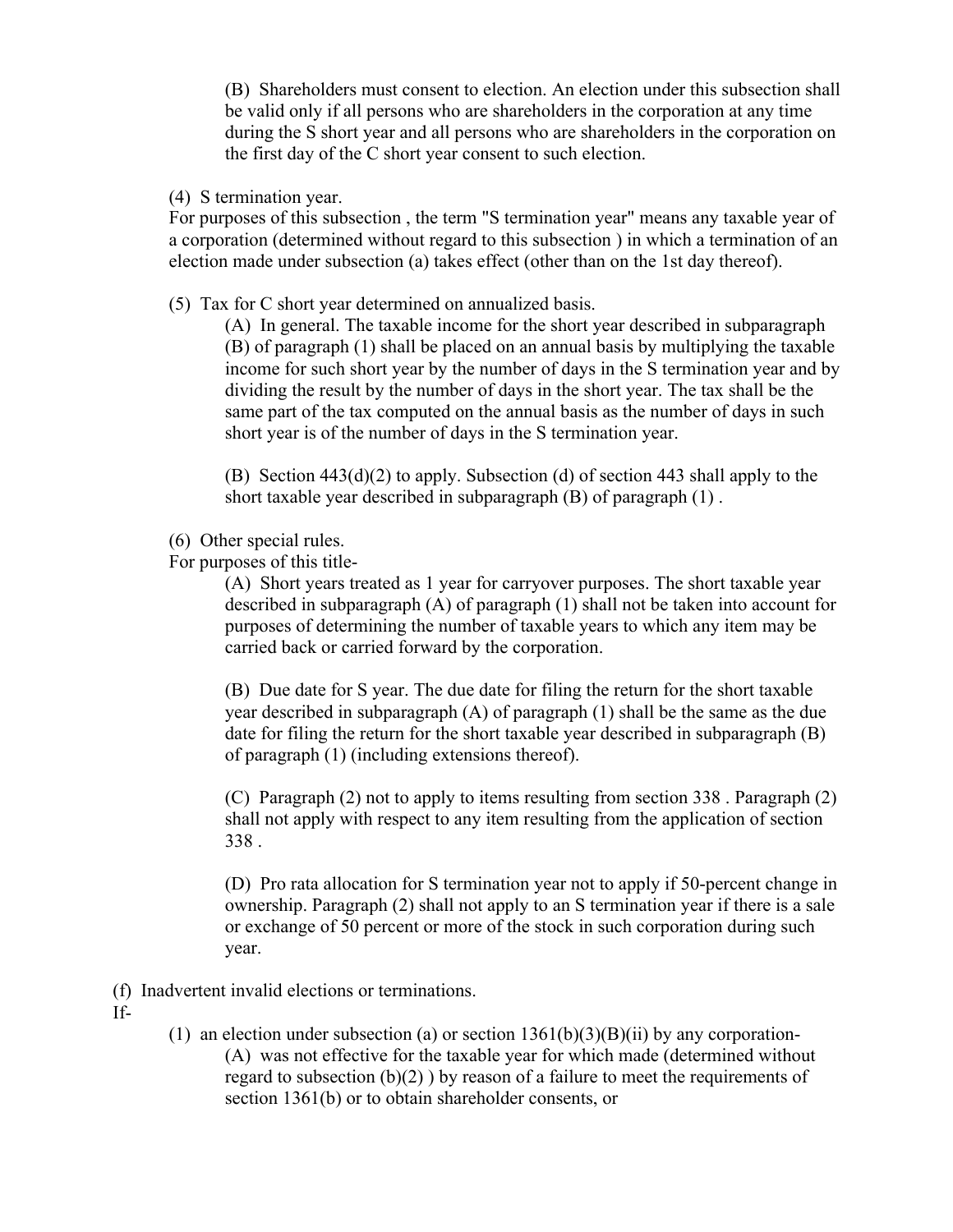(B) Shareholders must consent to election. An election under this subsection shall be valid only if all persons who are shareholders in the corporation at any time during the S short year and all persons who are shareholders in the corporation on the first day of the C short year consent to such election.

(4) S termination year.

For purposes of this subsection , the term "S termination year" means any taxable year of a corporation (determined without regard to this subsection ) in which a termination of an election made under subsection (a) takes effect (other than on the 1st day thereof).

(5) Tax for C short year determined on annualized basis.

(A) In general. The taxable income for the short year described in subparagraph (B) of paragraph (1) shall be placed on an annual basis by multiplying the taxable income for such short year by the number of days in the S termination year and by dividing the result by the number of days in the short year. The tax shall be the same part of the tax computed on the annual basis as the number of days in such short year is of the number of days in the S termination year.

(B) Section 443(d)(2) to apply. Subsection (d) of section 443 shall apply to the short taxable year described in subparagraph (B) of paragraph (1) .

(6) Other special rules.

For purposes of this title-

(A) Short years treated as 1 year for carryover purposes. The short taxable year described in subparagraph (A) of paragraph (1) shall not be taken into account for purposes of determining the number of taxable years to which any item may be carried back or carried forward by the corporation.

(B) Due date for S year. The due date for filing the return for the short taxable year described in subparagraph (A) of paragraph (1) shall be the same as the due date for filing the return for the short taxable year described in subparagraph (B) of paragraph (1) (including extensions thereof).

(C) Paragraph (2) not to apply to items resulting from section 338 . Paragraph (2) shall not apply with respect to any item resulting from the application of section 338 .

(D) Pro rata allocation for S termination year not to apply if 50-percent change in ownership. Paragraph (2) shall not apply to an S termination year if there is a sale or exchange of 50 percent or more of the stock in such corporation during such year.

(f) Inadvertent invalid elections or terminations.

If-

(1) an election under subsection (a) or section 1361(b)(3)(B)(ii) by any corporation-

(A) was not effective for the taxable year for which made (determined without regard to subsection (b)(2) ) by reason of a failure to meet the requirements of section 1361(b) or to obtain shareholder consents, or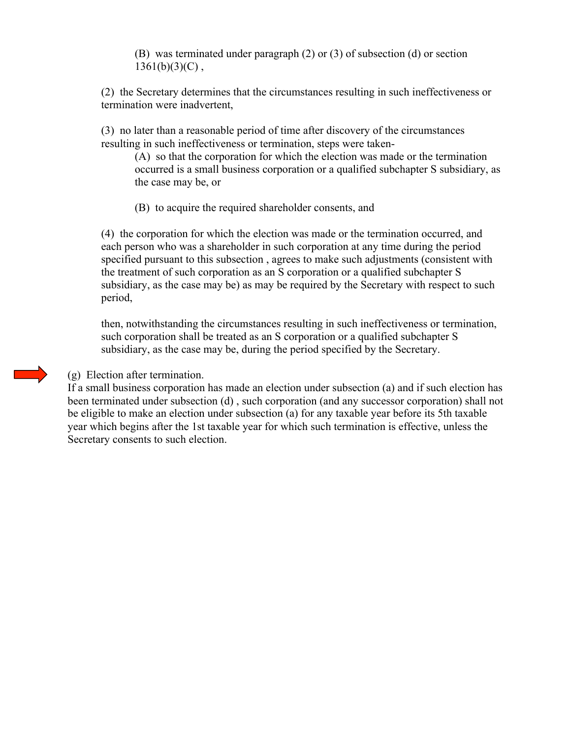(B) was terminated under paragraph (2) or (3) of subsection (d) or section 1361(b)(3)(C) ,

(2) the Secretary determines that the circumstances resulting in such ineffectiveness or termination were inadvertent,

(3) no later than a reasonable period of time after discovery of the circumstances resulting in such ineffectiveness or termination, steps were taken-

(A) so that the corporation for which the election was made or the termination occurred is a small business corporation or a qualified subchapter S subsidiary, as the case may be, or

(B) to acquire the required shareholder consents, and

(4) the corporation for which the election was made or the termination occurred, and each person who was a shareholder in such corporation at any time during the period specified pursuant to this subsection , agrees to make such adjustments (consistent with the treatment of such corporation as an S corporation or a qualified subchapter S subsidiary, as the case may be) as may be required by the Secretary with respect to such period,

then, notwithstanding the circumstances resulting in such ineffectiveness or termination, such corporation shall be treated as an S corporation or a qualified subchapter S subsidiary, as the case may be, during the period specified by the Secretary.

(g) Election after termination.

If a small business corporation has made an election under subsection (a) and if such election has been terminated under subsection (d) , such corporation (and any successor corporation) shall not be eligible to make an election under subsection (a) for any taxable year before its 5th taxable year which begins after the 1st taxable year for which such termination is effective, unless the Secretary consents to such election.